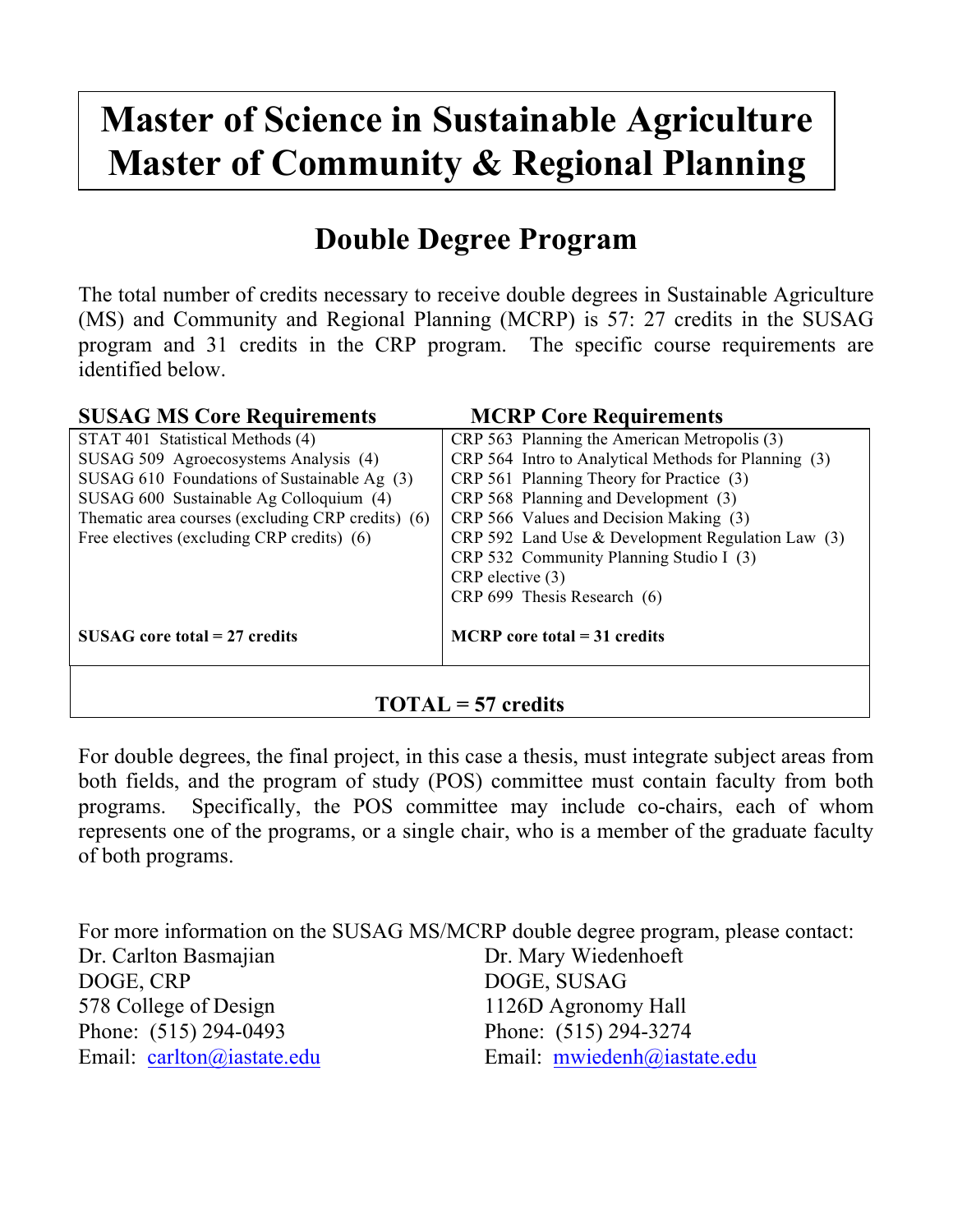# Master of Science in Sustainable Agriculture
# Master of Community & Regional Planning

## Double Degree Program

The total number of credits necessary to receive double degrees in Sustainable Agriculture (MS) and Community and Regional Planning (MCRP) is 57: 27 credits in the SUSAG program and 31 credits in the CRP program. The specific course requirements are identified below.

| **SUSAG MS Core Requirements** | **MCRP Core Requirements** |
| --- | --- |
| STAT 401 Statistical Methods (4) | CRP 563 Planning the American Metropolis (3) |
| SUSAG 509 Agroecosystems Analysis (4) | CRP 564 Intro to Analytical Methods for Planning (3) |
| SUSAG 610 Foundations of Sustainable Ag (3) | CRP 561 Planning Theory for Practice (3) |
| SUSAG 600 Sustainable Ag Colloquium (4) | CRP 568 Planning and Development (3) |
| Thematic area courses (excluding CRP credits) (6) | CRP 566 Values and Decision Making (3) |
| Free electives (excluding CRP credits) (6) | CRP 592 Land Use & Development Regulation Law (3) |
| | CRP 532 Community Planning Studio I (3) |
| | CRP elective (3) |
| | CRP 699 Thesis Research (6) |
| **SUSAG core total = 27 credits** | **MCRP core total = 31 credits** |
| **TOTAL = 57 credits** | |

For double degrees, the final project, in this case a thesis, must integrate subject areas from both fields, and the program of study (POS) committee must contain faculty from both programs. Specifically, the POS committee may include co-chairs, each of whom represents one of the programs, or a single chair, who is a member of the graduate faculty of both programs.

For more information on the SUSAG MS/MCRP double degree program, please contact:

Dr. Carlton Basmajian
DOGE, CRP
578 College of Design
Phone: (515) 294-0493
Email: carlton@iastate.edu

Dr. Mary Wiedenhoeft
DOGE, SUSAG
1126D Agronomy Hall
Phone: (515) 294-3274
Email: mwiedenh@iastate.edu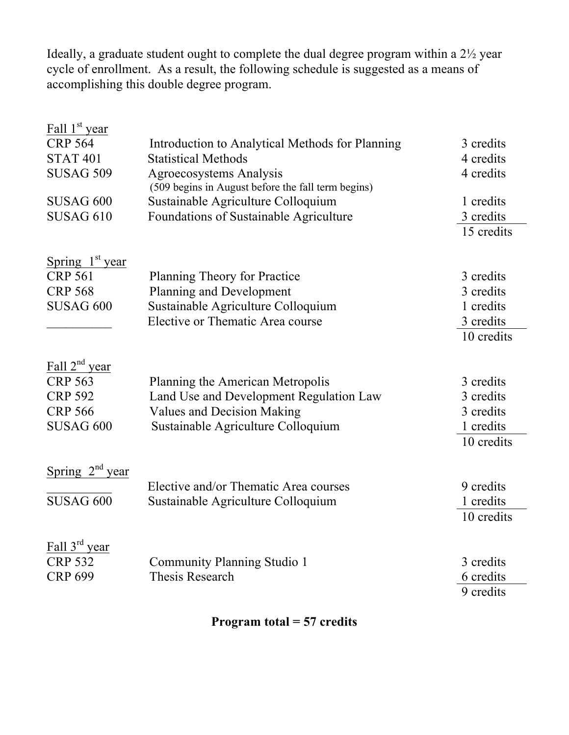Ideally, a graduate student ought to complete the dual degree program within a 2½ year cycle of enrollment. As a result, the following schedule is suggested as a means of accomplishing this double degree program.

**Fall 1st year**

| | | |
|---|---|---|
| CRP 564 | Introduction to Analytical Methods for Planning | 3 credits |
| STAT 401 | Statistical Methods | 4 credits |
| SUSAG 509 | Agroecosystems Analysis (509 begins in August before the fall term begins) | 4 credits |
| SUSAG 600 | Sustainable Agriculture Colloquium | 1 credits |
| SUSAG 610 | Foundations of Sustainable Agriculture | 3 credits |
| | | 15 credits |

**Spring 1st year**

| | | |
|---|---|---|
| CRP 561 | Planning Theory for Practice | 3 credits |
| CRP 568 | Planning and Development | 3 credits |
| SUSAG 600 | Sustainable Agriculture Colloquium | 1 credits |
| __________ | Elective or Thematic Area course | 3 credits |
| | | 10 credits |

**Fall 2nd year**

| | | |
|---|---|---|
| CRP 563 | Planning the American Metropolis | 3 credits |
| CRP 592 | Land Use and Development Regulation Law | 3 credits |
| CRP 566 | Values and Decision Making | 3 credits |
| SUSAG 600 | Sustainable Agriculture Colloquium | 1 credits |
| | | 10 credits |

**Spring 2nd year**

| | | |
|---|---|---|
| __________ | Elective and/or Thematic Area courses | 9 credits |
| SUSAG 600 | Sustainable Agriculture Colloquium | 1 credits |
| | | 10 credits |

**Fall 3rd year**

| | | |
|---|---|---|
| CRP 532 | Community Planning Studio 1 | 3 credits |
| CRP 699 | Thesis Research | 6 credits |
| | | 9 credits |

**Program total = 57 credits**